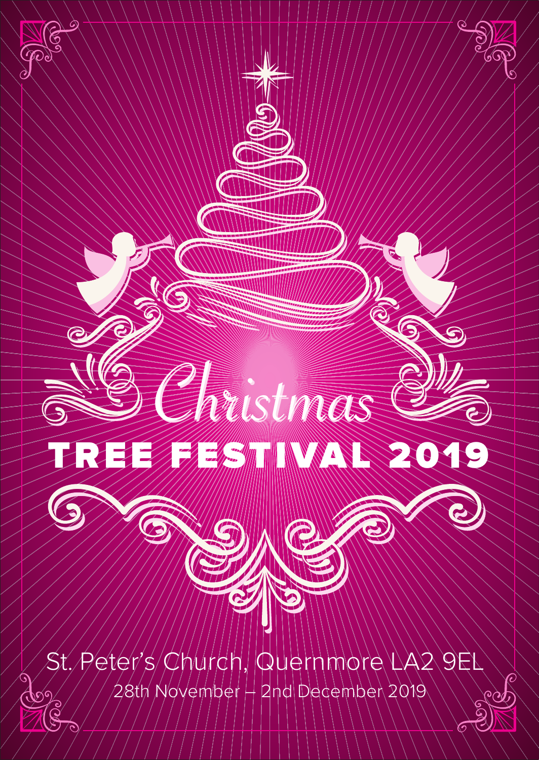# Christmas
# TREE FESTIVAL 2019

St. Peter's Church, Quernmore LA2 9EL

28th November – 2nd December 2019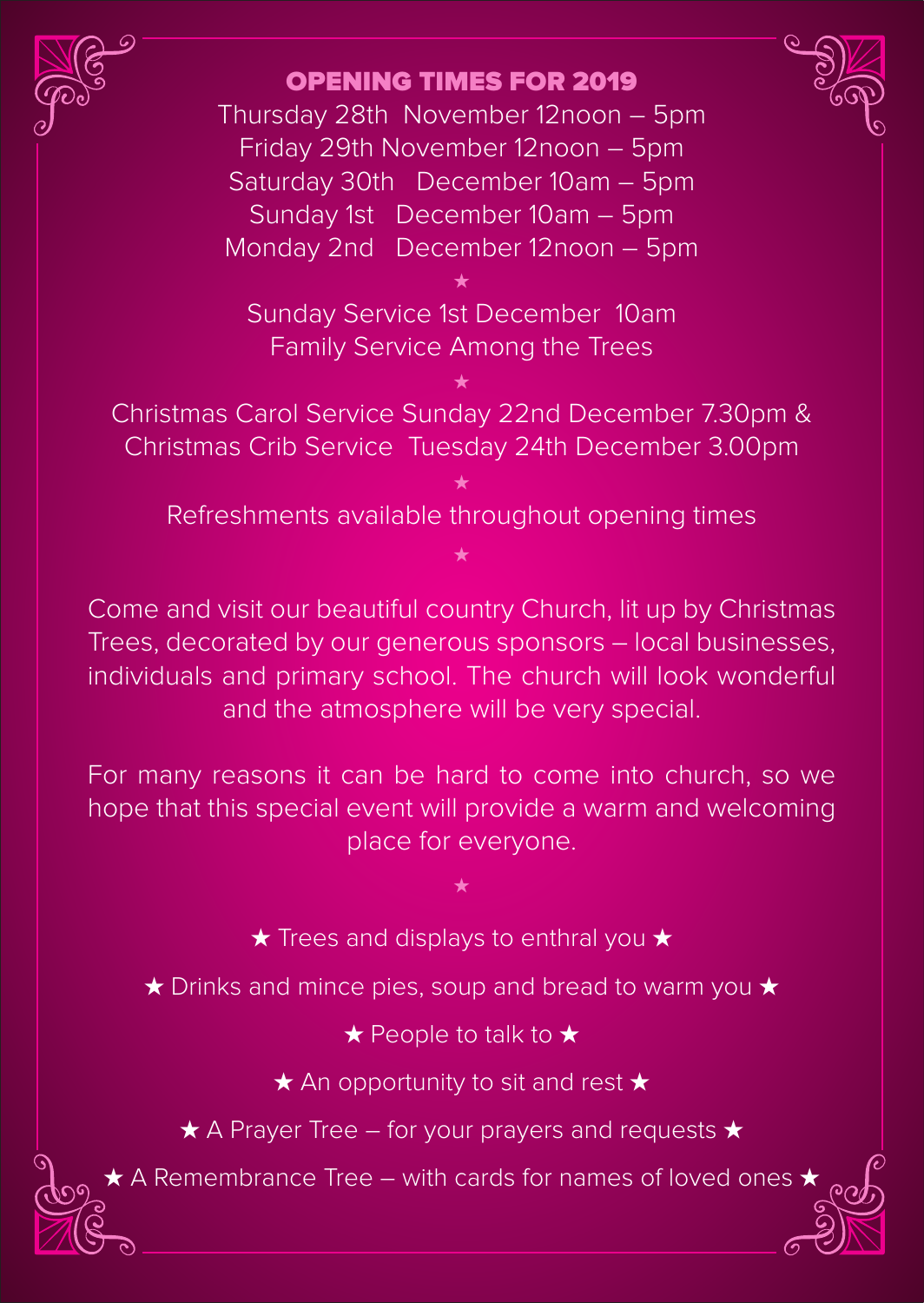## OPENING TIMES FOR 2019

Thursday 28th November 12noon – 5pm
Friday 29th November 12noon – 5pm
Saturday 30th December 10am – 5pm
Sunday 1st December 10am – 5pm
Monday 2nd December 12noon – 5pm

★

Sunday Service 1st December 10am
Family Service Among the Trees

★

Christmas Carol Service Sunday 22nd December 7.30pm &
Christmas Crib Service Tuesday 24th December 3.00pm

★

Refreshments available throughout opening times

★

Come and visit our beautiful country Church, lit up by Christmas Trees, decorated by our generous sponsors – local businesses, individuals and primary school. The church will look wonderful and the atmosphere will be very special.

For many reasons it can be hard to come into church, so we hope that this special event will provide a warm and welcoming place for everyone.

★

★ Trees and displays to enthral you ★

★ Drinks and mince pies, soup and bread to warm you ★

★ People to talk to ★

★ An opportunity to sit and rest ★

★ A Prayer Tree – for your prayers and requests ★

★ A Remembrance Tree – with cards for names of loved ones ★